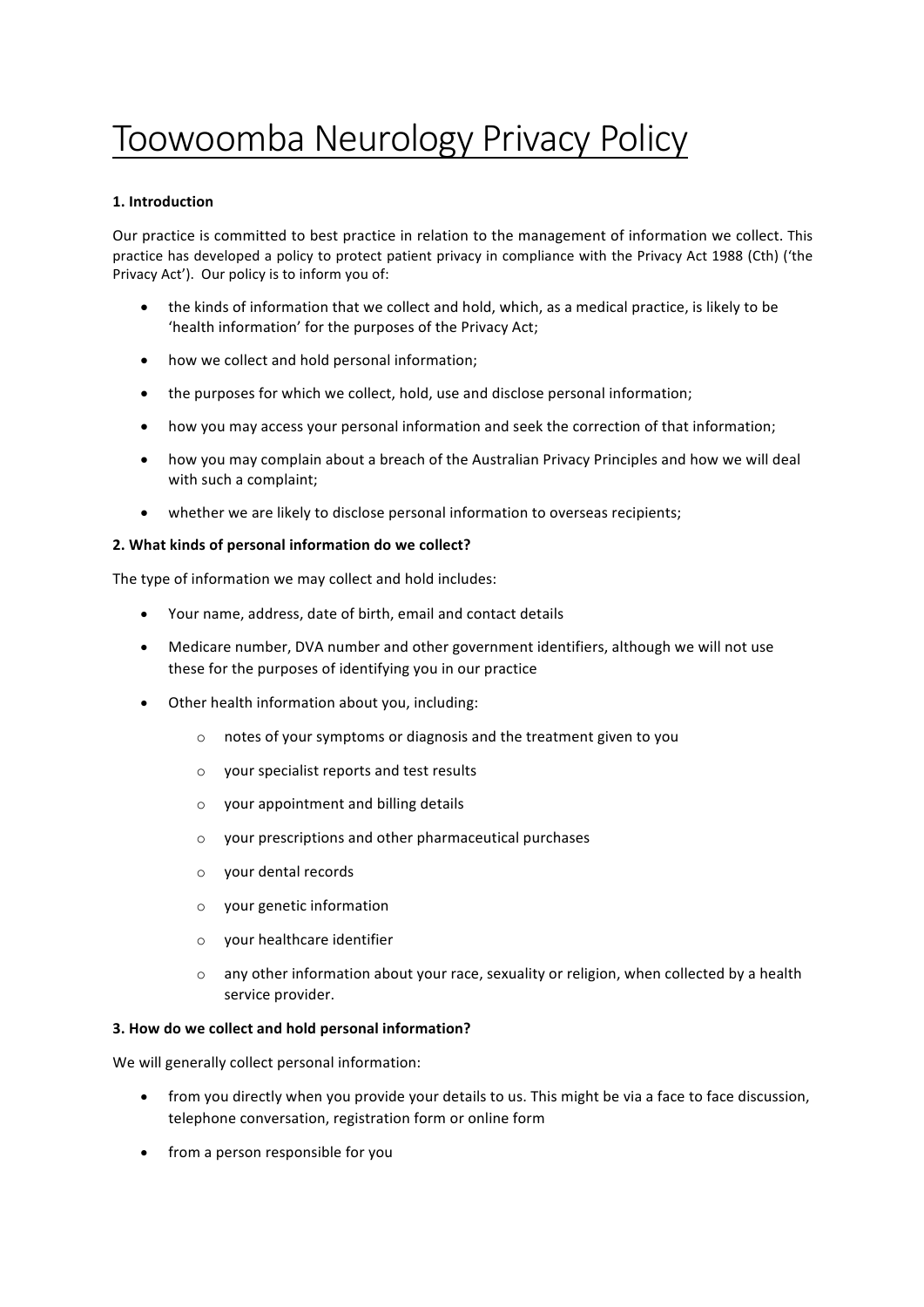# Toowoomba Neurology Privacy Policy

**1. Introduction**

Our practice is committed to best practice in relation to the management of information we collect. This practice has developed a policy to protect patient privacy in compliance with the Privacy Act 1988 (Cth) ('the Privacy Act'). Our policy is to inform you of:

- the kinds of information that we collect and hold, which, as a medical practice, is likely to be 'health information' for the purposes of the Privacy Act;
- how we collect and hold personal information;
- the purposes for which we collect, hold, use and disclose personal information;
- how you may access your personal information and seek the correction of that information;
- how you may complain about a breach of the Australian Privacy Principles and how we will deal with such a complaint;
- whether we are likely to disclose personal information to overseas recipients;

**2. What kinds of personal information do we collect?**

The type of information we may collect and hold includes:

- Your name, address, date of birth, email and contact details
- Medicare number, DVA number and other government identifiers, although we will not use these for the purposes of identifying you in our practice
- Other health information about you, including:
  - notes of your symptoms or diagnosis and the treatment given to you
  - your specialist reports and test results
  - your appointment and billing details
  - your prescriptions and other pharmaceutical purchases
  - your dental records
  - your genetic information
  - your healthcare identifier
  - any other information about your race, sexuality or religion, when collected by a health service provider.

**3. How do we collect and hold personal information?**

We will generally collect personal information:

- from you directly when you provide your details to us. This might be via a face to face discussion, telephone conversation, registration form or online form
- from a person responsible for you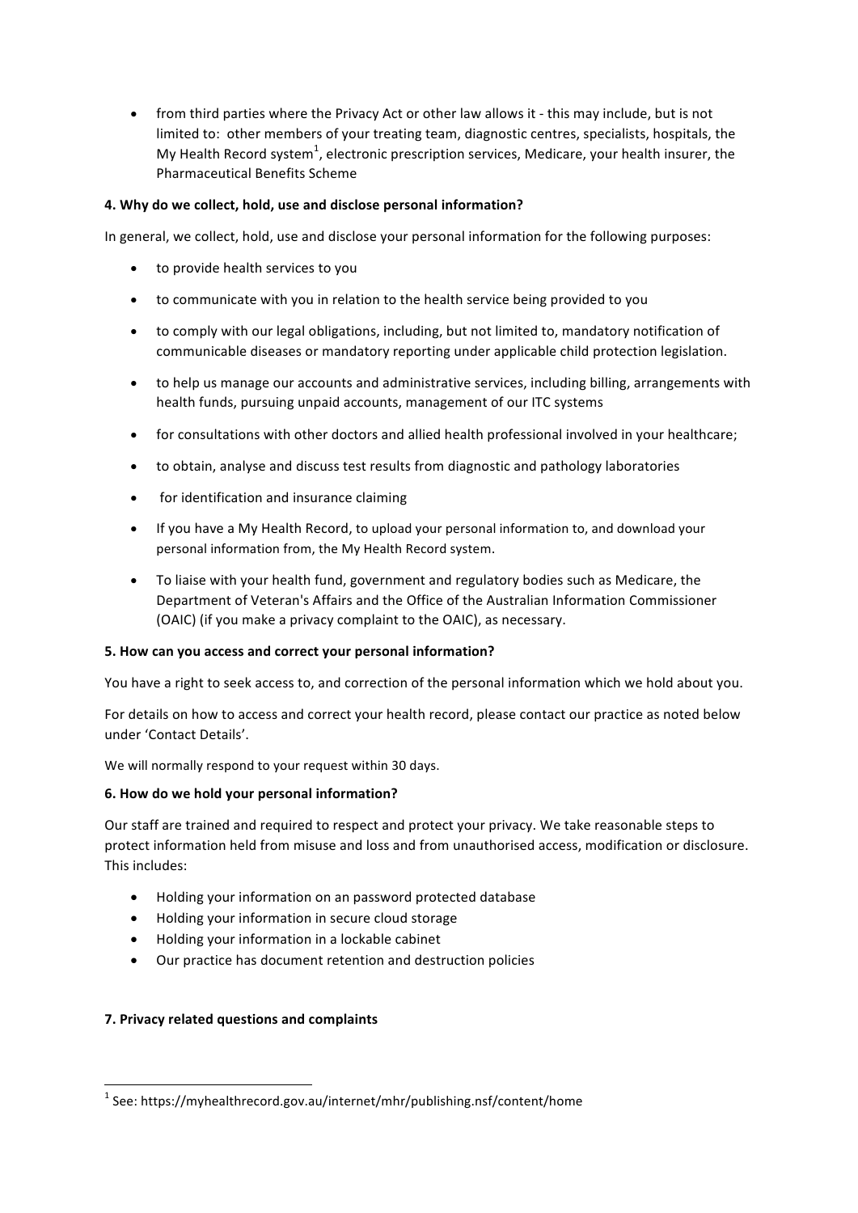- from third parties where the Privacy Act or other law allows it - this may include, but is not limited to: other members of your treating team, diagnostic centres, specialists, hospitals, the My Health Record system[1], electronic prescription services, Medicare, your health insurer, the Pharmaceutical Benefits Scheme

**4. Why do we collect, hold, use and disclose personal information?**

In general, we collect, hold, use and disclose your personal information for the following purposes:

- to provide health services to you
- to communicate with you in relation to the health service being provided to you
- to comply with our legal obligations, including, but not limited to, mandatory notification of communicable diseases or mandatory reporting under applicable child protection legislation.
- to help us manage our accounts and administrative services, including billing, arrangements with health funds, pursuing unpaid accounts, management of our ITC systems
- for consultations with other doctors and allied health professional involved in your healthcare;
- to obtain, analyse and discuss test results from diagnostic and pathology laboratories
- for identification and insurance claiming
- If you have a My Health Record, to upload your personal information to, and download your personal information from, the My Health Record system.
- To liaise with your health fund, government and regulatory bodies such as Medicare, the Department of Veteran's Affairs and the Office of the Australian Information Commissioner (OAIC) (if you make a privacy complaint to the OAIC), as necessary.

**5. How can you access and correct your personal information?**

You have a right to seek access to, and correction of the personal information which we hold about you.

For details on how to access and correct your health record, please contact our practice as noted below under 'Contact Details'.

We will normally respond to your request within 30 days.

**6. How do we hold your personal information?**

Our staff are trained and required to respect and protect your privacy. We take reasonable steps to protect information held from misuse and loss and from unauthorised access, modification or disclosure. This includes:

- Holding your information on an password protected database
- Holding your information in secure cloud storage
- Holding your information in a lockable cabinet
- Our practice has document retention and destruction policies

**7. Privacy related questions and complaints**

[1] See: https://myhealthrecord.gov.au/internet/mhr/publishing.nsf/content/home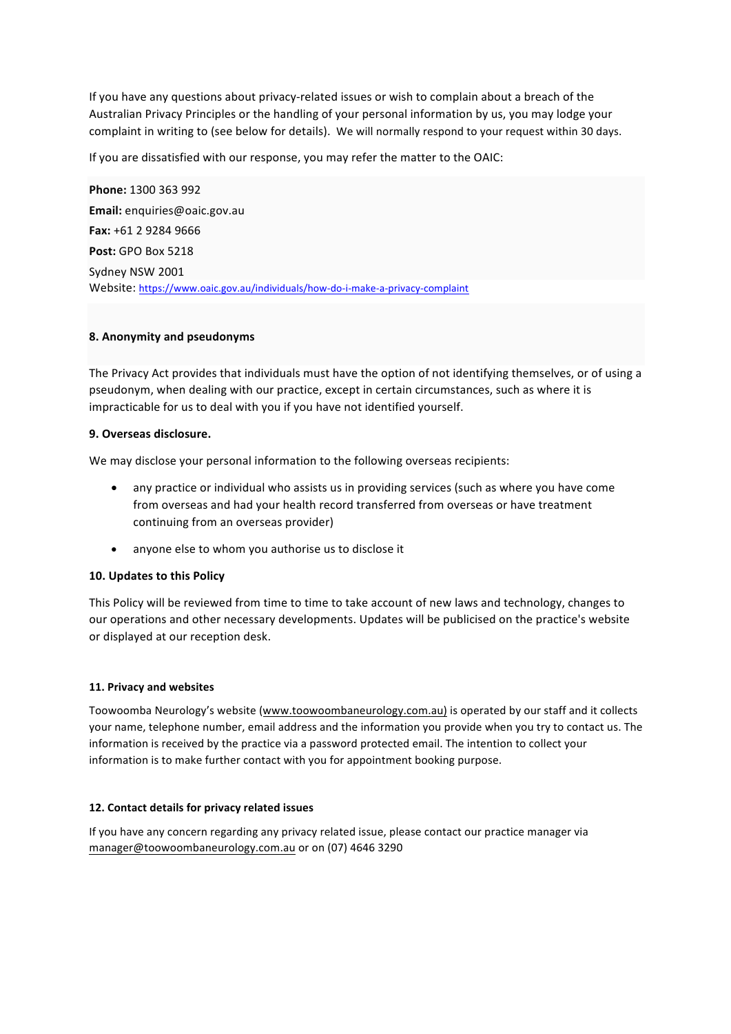If you have any questions about privacy-related issues or wish to complain about a breach of the Australian Privacy Principles or the handling of your personal information by us, you may lodge your complaint in writing to (see below for details). We will normally respond to your request within 30 days.

If you are dissatisfied with our response, you may refer the matter to the OAIC:

**Phone:** 1300 363 992

**Email:** enquiries@oaic.gov.au

**Fax:** +61 2 9284 9666

**Post:** GPO Box 5218

Sydney NSW 2001

Website: https://www.oaic.gov.au/individuals/how-do-i-make-a-privacy-complaint

**8. Anonymity and pseudonyms**

The Privacy Act provides that individuals must have the option of not identifying themselves, or of using a pseudonym, when dealing with our practice, except in certain circumstances, such as where it is impracticable for us to deal with you if you have not identified yourself.

**9. Overseas disclosure.**

We may disclose your personal information to the following overseas recipients:

- any practice or individual who assists us in providing services (such as where you have come from overseas and had your health record transferred from overseas or have treatment continuing from an overseas provider)
- anyone else to whom you authorise us to disclose it

**10. Updates to this Policy**

This Policy will be reviewed from time to time to take account of new laws and technology, changes to our operations and other necessary developments. Updates will be publicised on the practice's website or displayed at our reception desk.

**11. Privacy and websites**

Toowoomba Neurology's website (www.toowoombaneurology.com.au) is operated by our staff and it collects your name, telephone number, email address and the information you provide when you try to contact us. The information is received by the practice via a password protected email. The intention to collect your information is to make further contact with you for appointment booking purpose.

**12. Contact details for privacy related issues**

If you have any concern regarding any privacy related issue, please contact our practice manager via manager@toowoombaneurology.com.au or on (07) 4646 3290